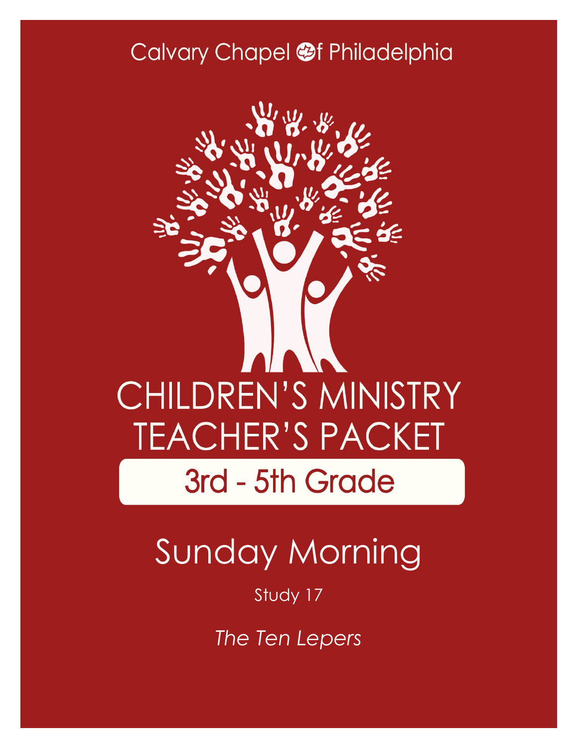Calvary Chapel of Philadelphia

# CHILDREN'S MINISTRY TEACHER'S PACKET

## 3rd - 5th Grade

# Sunday Morning

Study 17

*The Ten Lepers*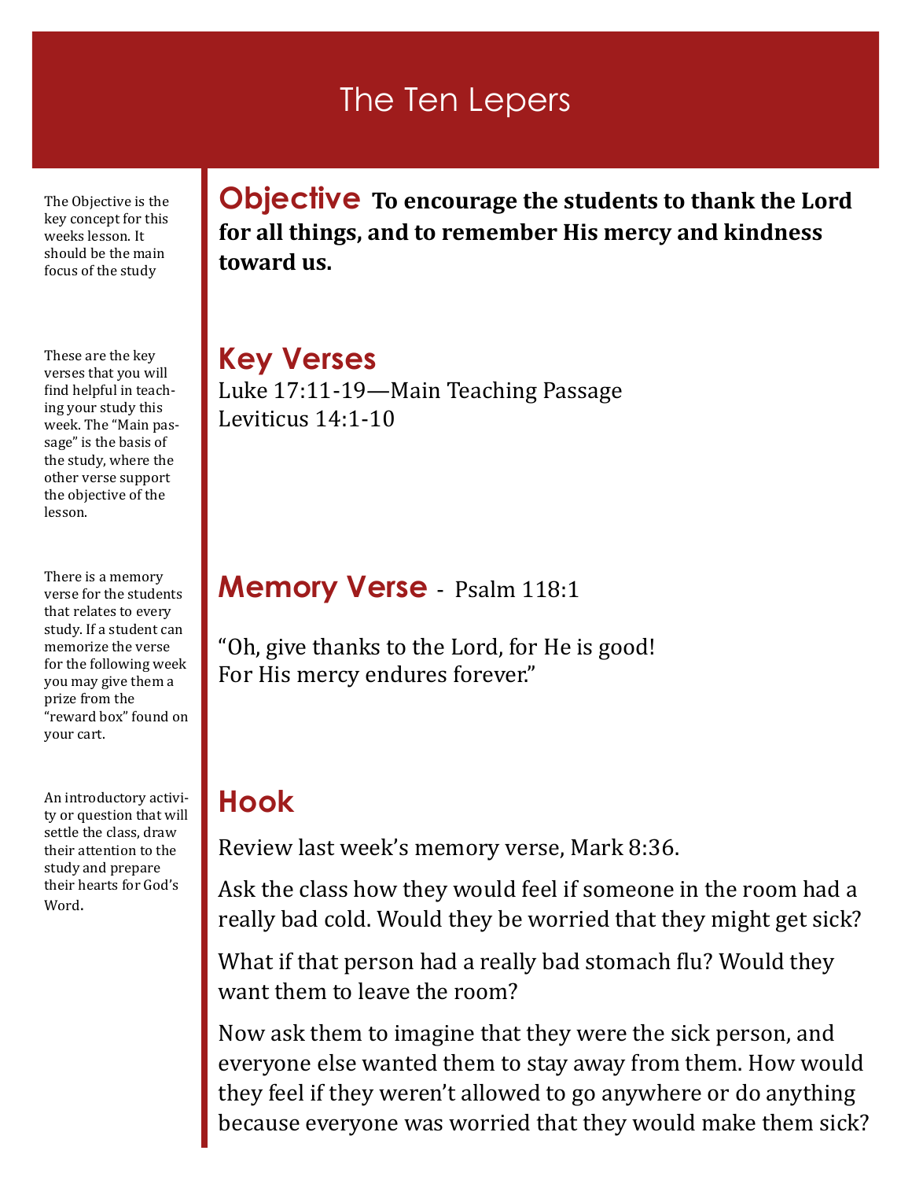# The Ten Lepers

The Objective is the key concept for this weeks lesson. It should be the main focus of the study

## Objective

**To encourage the students to thank the Lord for all things, and to remember His mercy and kindness toward us.**

These are the key verses that you will find helpful in teaching your study this week. The "Main passage" is the basis of the study, where the other verse support the objective of the lesson.

## Key Verses

Luke 17:11-19—Main Teaching Passage
Leviticus 14:1-10

There is a memory verse for the students that relates to every study. If a student can memorize the verse for the following week you may give them a prize from the "reward box" found on your cart.

## Memory Verse - Psalm 118:1

"Oh, give thanks to the Lord, for He is good!
For His mercy endures forever."

An introductory activity or question that will settle the class, draw their attention to the study and prepare their hearts for God's Word.

## Hook

Review last week's memory verse, Mark 8:36.

Ask the class how they would feel if someone in the room had a really bad cold. Would they be worried that they might get sick?

What if that person had a really bad stomach flu? Would they want them to leave the room?

Now ask them to imagine that they were the sick person, and everyone else wanted them to stay away from them. How would they feel if they weren't allowed to go anywhere or do anything because everyone was worried that they would make them sick?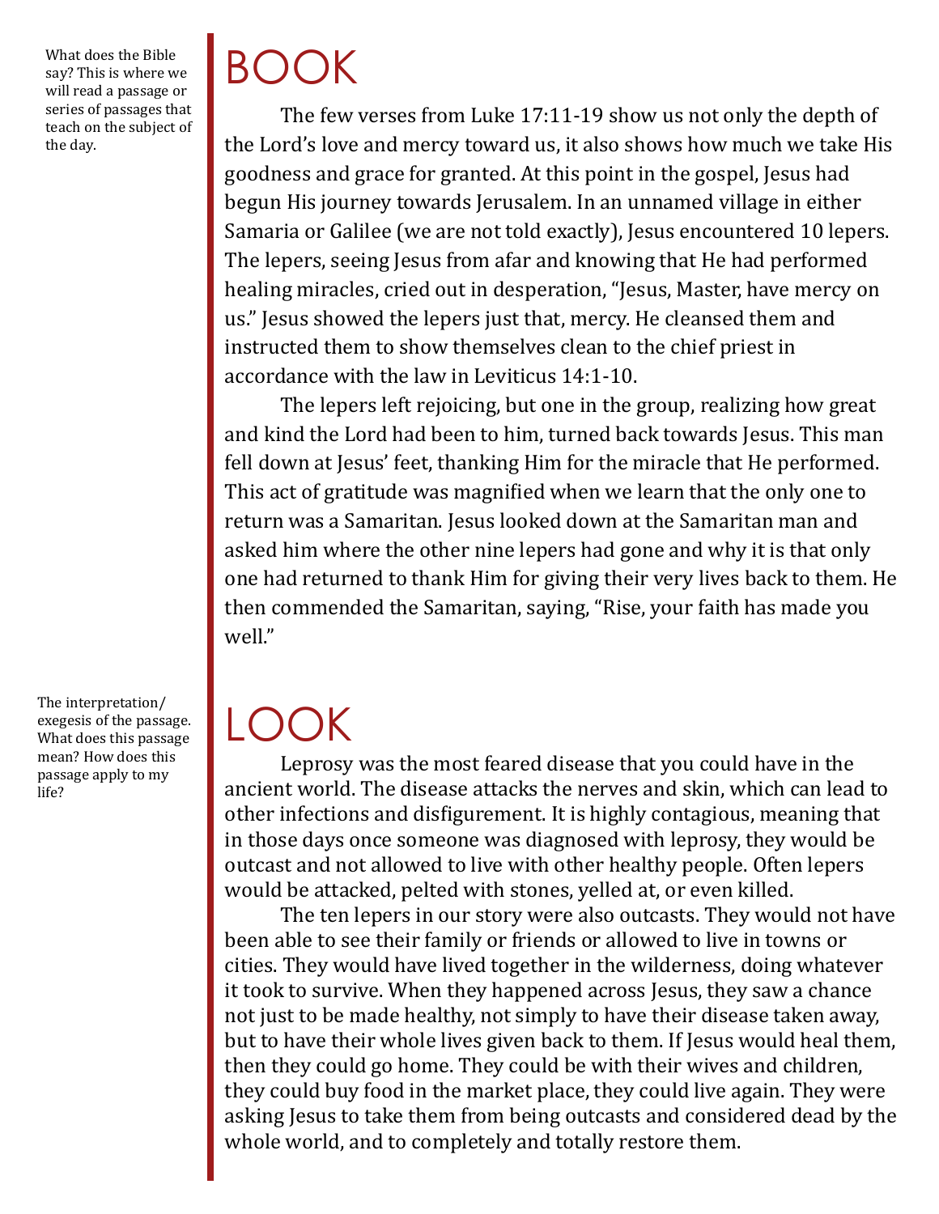What does the Bible say? This is where we will read a passage or series of passages that teach on the subject of the day.

# BOOK

The few verses from Luke 17:11-19 show us not only the depth of the Lord's love and mercy toward us, it also shows how much we take His goodness and grace for granted. At this point in the gospel, Jesus had begun His journey towards Jerusalem. In an unnamed village in either Samaria or Galilee (we are not told exactly), Jesus encountered 10 lepers. The lepers, seeing Jesus from afar and knowing that He had performed healing miracles, cried out in desperation, "Jesus, Master, have mercy on us." Jesus showed the lepers just that, mercy. He cleansed them and instructed them to show themselves clean to the chief priest in accordance with the law in Leviticus 14:1-10.

The lepers left rejoicing, but one in the group, realizing how great and kind the Lord had been to him, turned back towards Jesus. This man fell down at Jesus' feet, thanking Him for the miracle that He performed. This act of gratitude was magnified when we learn that the only one to return was a Samaritan. Jesus looked down at the Samaritan man and asked him where the other nine lepers had gone and why it is that only one had returned to thank Him for giving their very lives back to them. He then commended the Samaritan, saying, "Rise, your faith has made you well."

The interpretation/exegesis of the passage. What does this passage mean? How does this passage apply to my life?

# LOOK

Leprosy was the most feared disease that you could have in the ancient world. The disease attacks the nerves and skin, which can lead to other infections and disfigurement. It is highly contagious, meaning that in those days once someone was diagnosed with leprosy, they would be outcast and not allowed to live with other healthy people. Often lepers would be attacked, pelted with stones, yelled at, or even killed.

The ten lepers in our story were also outcasts. They would not have been able to see their family or friends or allowed to live in towns or cities. They would have lived together in the wilderness, doing whatever it took to survive. When they happened across Jesus, they saw a chance not just to be made healthy, not simply to have their disease taken away, but to have their whole lives given back to them. If Jesus would heal them, then they could go home. They could be with their wives and children, they could buy food in the market place, they could live again. They were asking Jesus to take them from being outcasts and considered dead by the whole world, and to completely and totally restore them.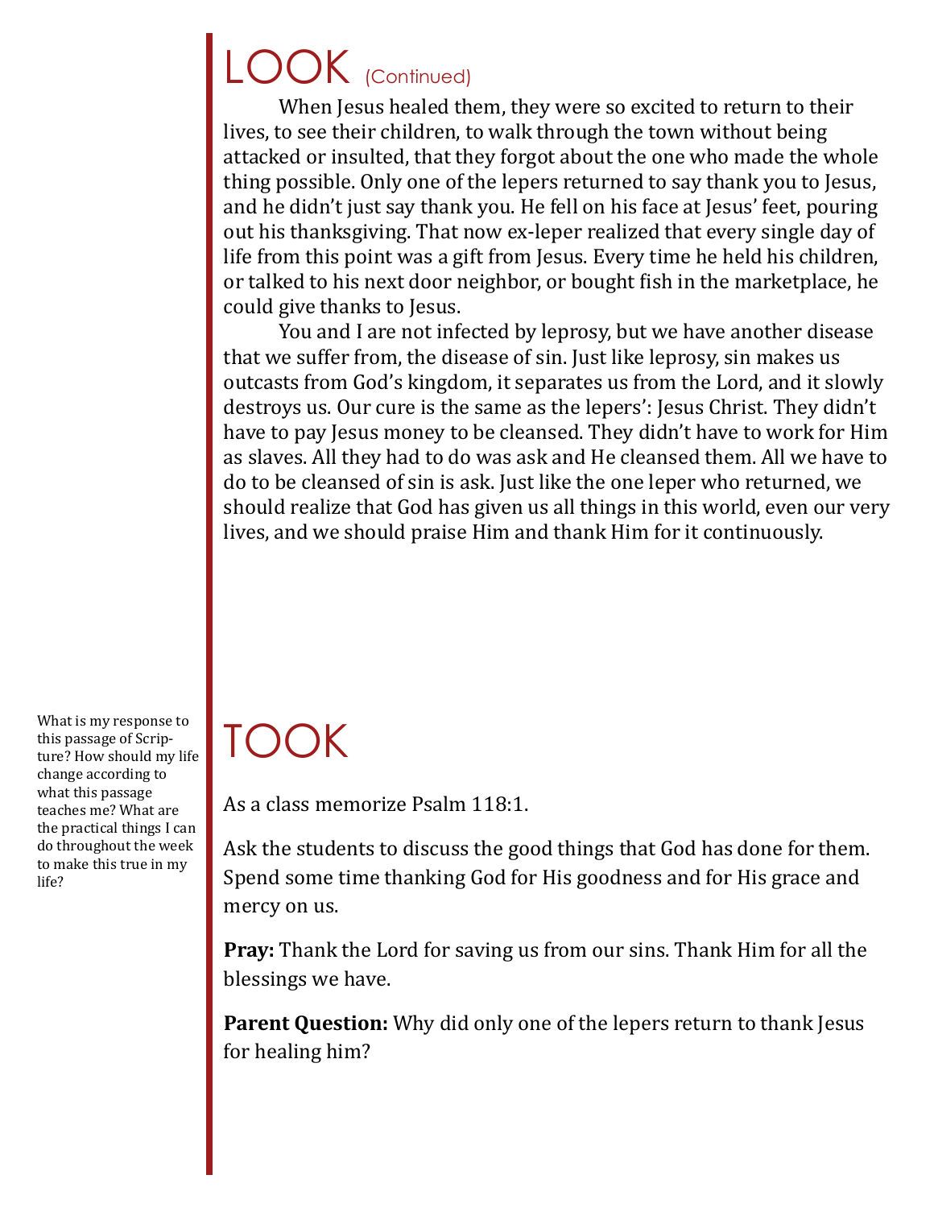# LOOK (Continued)

When Jesus healed them, they were so excited to return to their lives, to see their children, to walk through the town without being attacked or insulted, that they forgot about the one who made the whole thing possible. Only one of the lepers returned to say thank you to Jesus, and he didn't just say thank you. He fell on his face at Jesus' feet, pouring out his thanksgiving. That now ex-leper realized that every single day of life from this point was a gift from Jesus. Every time he held his children, or talked to his next door neighbor, or bought fish in the marketplace, he could give thanks to Jesus.

You and I are not infected by leprosy, but we have another disease that we suffer from, the disease of sin. Just like leprosy, sin makes us outcasts from God's kingdom, it separates us from the Lord, and it slowly destroys us. Our cure is the same as the lepers': Jesus Christ. They didn't have to pay Jesus money to be cleansed. They didn't have to work for Him as slaves. All they had to do was ask and He cleansed them. All we have to do to be cleansed of sin is ask. Just like the one leper who returned, we should realize that God has given us all things in this world, even our very lives, and we should praise Him and thank Him for it continuously.

# TOOK

What is my response to this passage of Scripture? How should my life change according to what this passage teaches me? What are the practical things I can do throughout the week to make this true in my life?

As a class memorize Psalm 118:1.

Ask the students to discuss the good things that God has done for them. Spend some time thanking God for His goodness and for His grace and mercy on us.

**Pray:** Thank the Lord for saving us from our sins. Thank Him for all the blessings we have.

**Parent Question:** Why did only one of the lepers return to thank Jesus for healing him?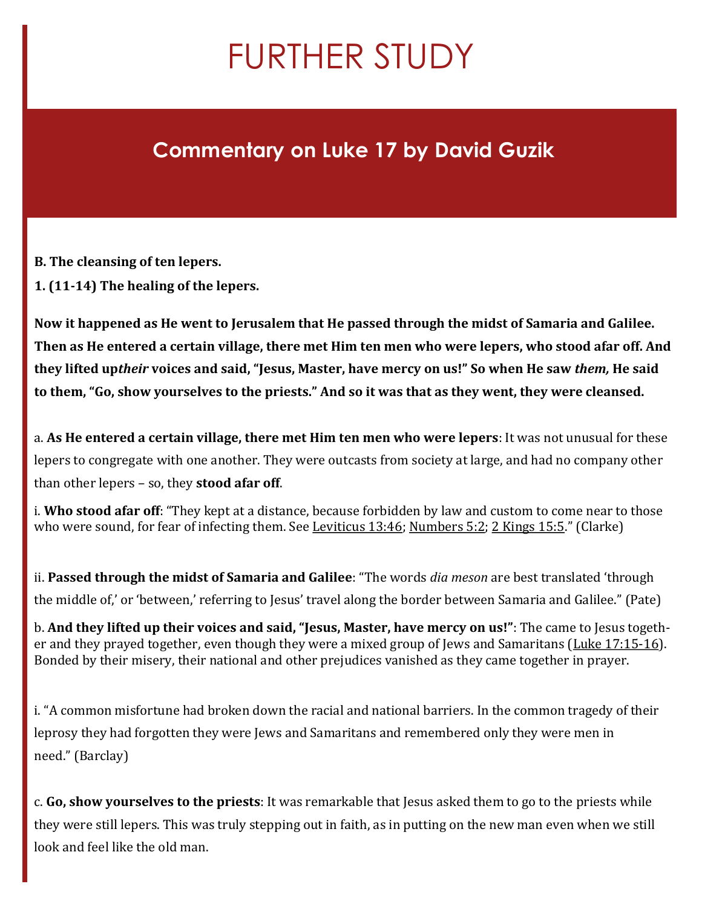# FURTHER STUDY

## Commentary on Luke 17 by David Guzik

**B. The cleansing of ten lepers.**

**1. (11-14) The healing of the lepers.**

**Now it happened as He went to Jerusalem that He passed through the midst of Samaria and Galilee. Then as He entered a certain village, there met Him ten men who were lepers, who stood afar off. And they lifted up*their* voices and said, "Jesus, Master, have mercy on us!" So when He saw *them,* He said to them, "Go, show yourselves to the priests." And so it was that as they went, they were cleansed.**

a. **As He entered a certain village, there met Him ten men who were lepers**: It was not unusual for these lepers to congregate with one another. They were outcasts from society at large, and had no company other than other lepers – so, they **stood afar off**.

i. **Who stood afar off**: "They kept at a distance, because forbidden by law and custom to come near to those who were sound, for fear of infecting them. See Leviticus 13:46; Numbers 5:2; 2 Kings 15:5." (Clarke)

ii. **Passed through the midst of Samaria and Galilee**: "The words *dia meson* are best translated 'through the middle of,' or 'between,' referring to Jesus' travel along the border between Samaria and Galilee." (Pate)

b. **And they lifted up their voices and said, "Jesus, Master, have mercy on us!"**: The came to Jesus together and they prayed together, even though they were a mixed group of Jews and Samaritans (Luke 17:15-16). Bonded by their misery, their national and other prejudices vanished as they came together in prayer.

i. "A common misfortune had broken down the racial and national barriers. In the common tragedy of their leprosy they had forgotten they were Jews and Samaritans and remembered only they were men in need." (Barclay)

c. **Go, show yourselves to the priests**: It was remarkable that Jesus asked them to go to the priests while they were still lepers. This was truly stepping out in faith, as in putting on the new man even when we still look and feel like the old man.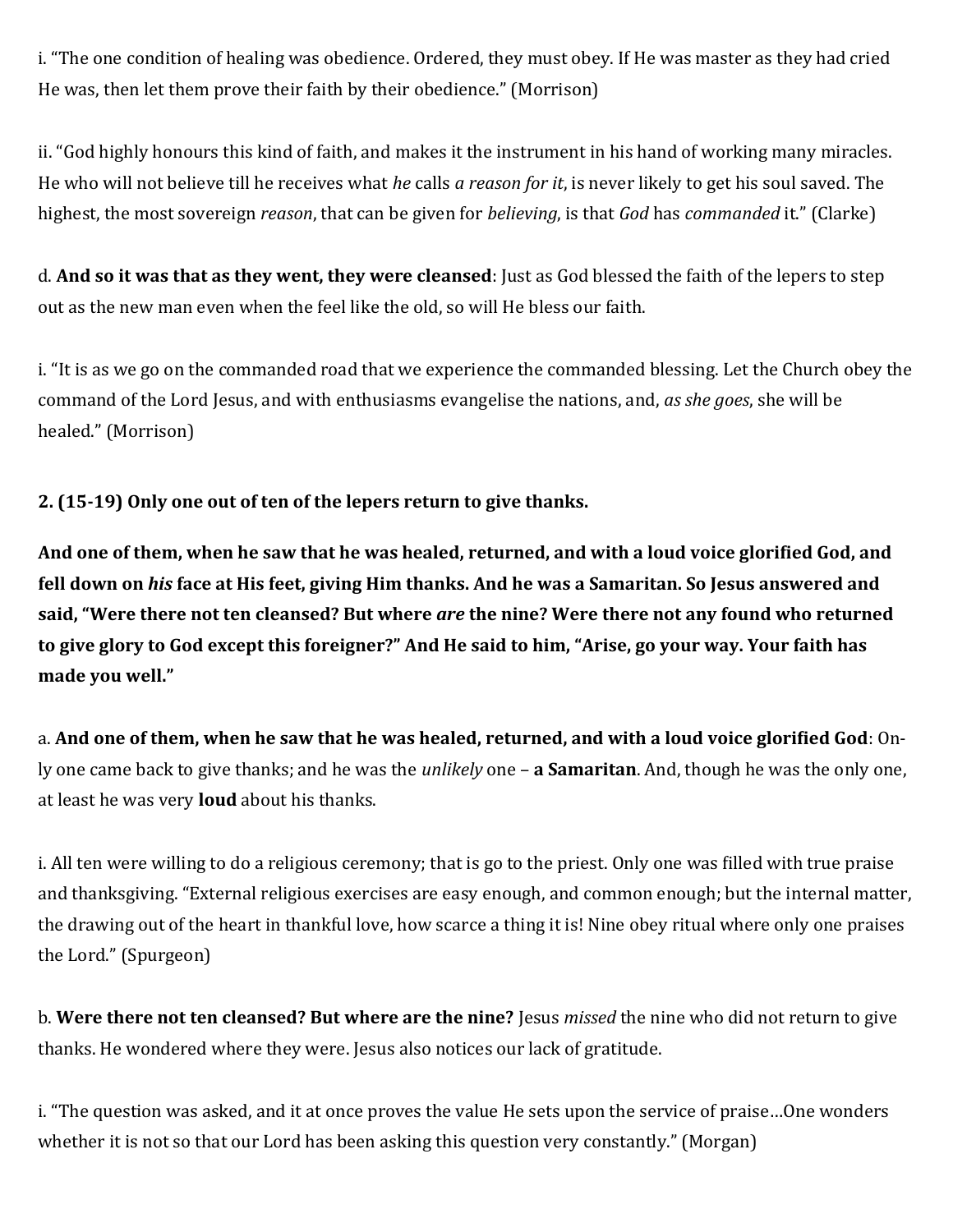i. “The one condition of healing was obedience. Ordered, they must obey. If He was master as they had cried He was, then let them prove their faith by their obedience.” (Morrison)

ii. “God highly honours this kind of faith, and makes it the instrument in his hand of working many miracles. He who will not believe till he receives what *he* calls *a reason for it*, is never likely to get his soul saved. The highest, the most sovereign *reason*, that can be given for *believing*, is that *God* has *commanded* it.” (Clarke)

d. **And so it was that as they went, they were cleansed**: Just as God blessed the faith of the lepers to step out as the new man even when the feel like the old, so will He bless our faith.

i. “It is as we go on the commanded road that we experience the commanded blessing. Let the Church obey the command of the Lord Jesus, and with enthusiasms evangelise the nations, and, *as she goes*, she will be healed.” (Morrison)

**2. (15-19) Only one out of ten of the lepers return to give thanks.**

**And one of them, when he saw that he was healed, returned, and with a loud voice glorified God, and fell down on *his* face at His feet, giving Him thanks. And he was a Samaritan. So Jesus answered and said, “Were there not ten cleansed? But where *are* the nine? Were there not any found who returned to give glory to God except this foreigner?” And He said to him, “Arise, go your way. Your faith has made you well.”**

a. **And one of them, when he saw that he was healed, returned, and with a loud voice glorified God**: Only one came back to give thanks; and he was the *unlikely* one – **a Samaritan**. And, though he was the only one, at least he was very **loud** about his thanks.

i. All ten were willing to do a religious ceremony; that is go to the priest. Only one was filled with true praise and thanksgiving. “External religious exercises are easy enough, and common enough; but the internal matter, the drawing out of the heart in thankful love, how scarce a thing it is! Nine obey ritual where only one praises the Lord.” (Spurgeon)

b. **Were there not ten cleansed? But where are the nine?** Jesus *missed* the nine who did not return to give thanks. He wondered where they were. Jesus also notices our lack of gratitude.

i. “The question was asked, and it at once proves the value He sets upon the service of praise…One wonders whether it is not so that our Lord has been asking this question very constantly.” (Morgan)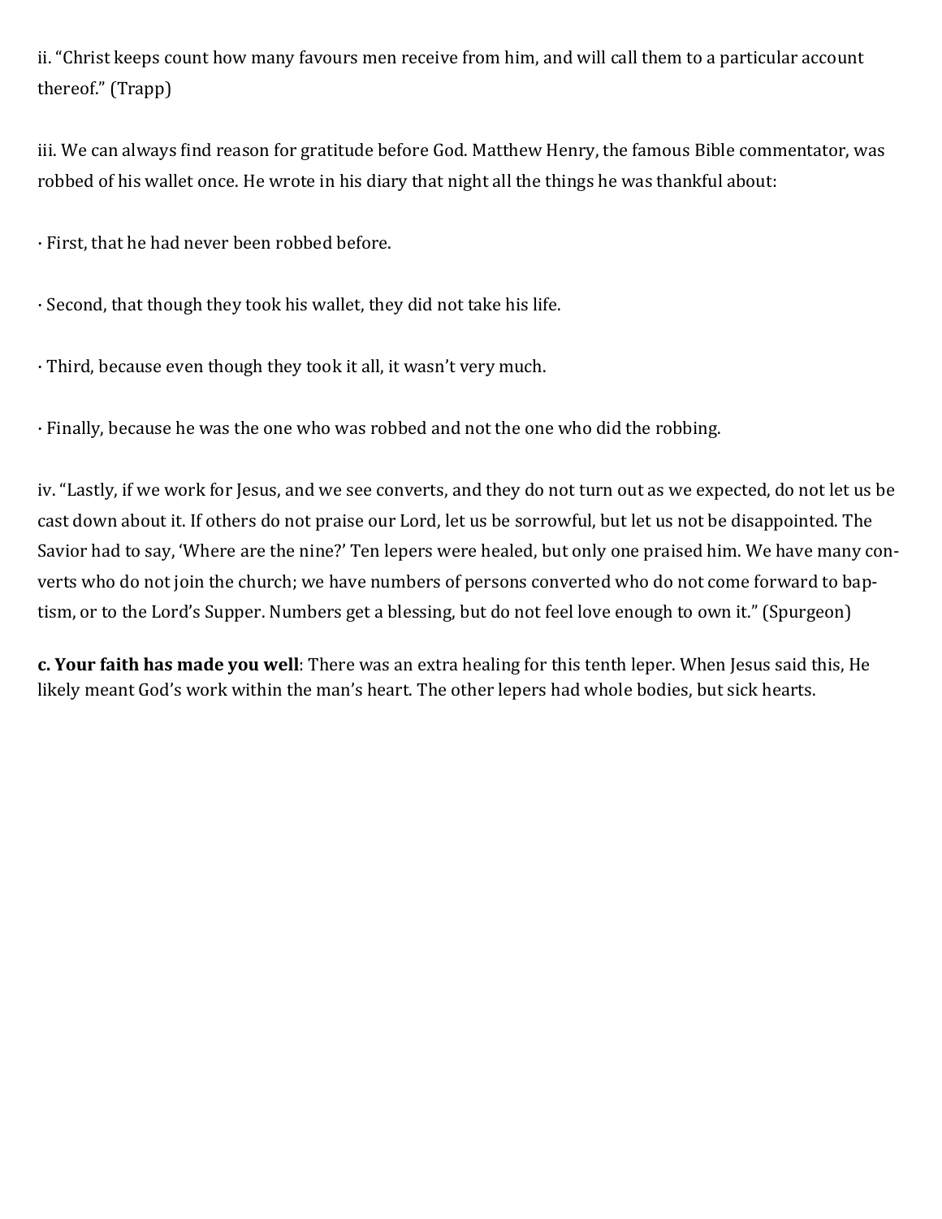ii. "Christ keeps count how many favours men receive from him, and will call them to a particular account thereof." (Trapp)

iii. We can always find reason for gratitude before God. Matthew Henry, the famous Bible commentator, was robbed of his wallet once. He wrote in his diary that night all the things he was thankful about:

· First, that he had never been robbed before.

· Second, that though they took his wallet, they did not take his life.

· Third, because even though they took it all, it wasn't very much.

· Finally, because he was the one who was robbed and not the one who did the robbing.

iv. "Lastly, if we work for Jesus, and we see converts, and they do not turn out as we expected, do not let us be cast down about it. If others do not praise our Lord, let us be sorrowful, but let us not be disappointed. The Savior had to say, 'Where are the nine?' Ten lepers were healed, but only one praised him. We have many converts who do not join the church; we have numbers of persons converted who do not come forward to baptism, or to the Lord's Supper. Numbers get a blessing, but do not feel love enough to own it." (Spurgeon)

**c. Your faith has made you well**: There was an extra healing for this tenth leper. When Jesus said this, He likely meant God's work within the man's heart. The other lepers had whole bodies, but sick hearts.